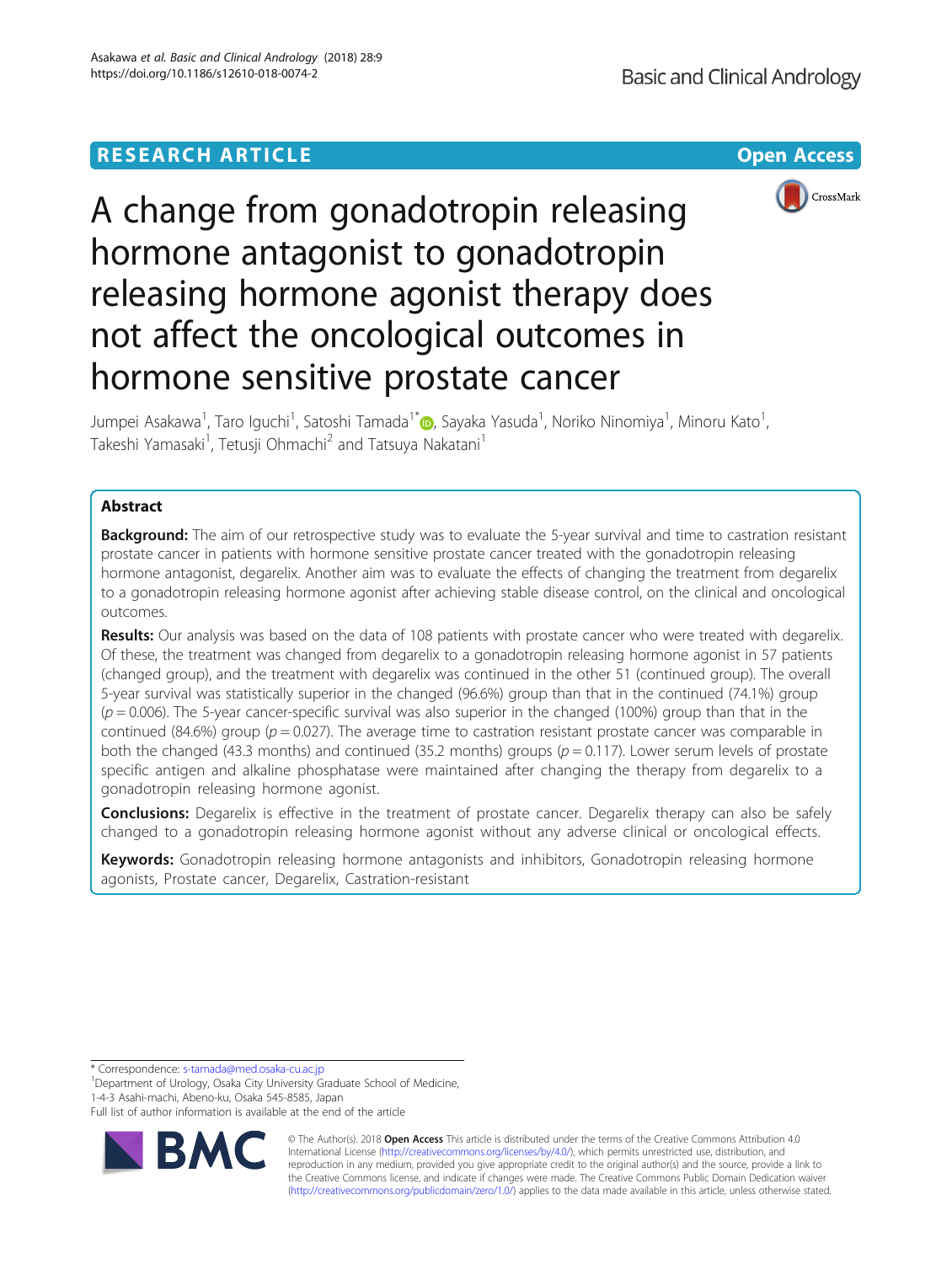RESEARCH ARTICLE

Open Access

# A change from gonadotropin releasing hormone antagonist to gonadotropin releasing hormone agonist therapy does not affect the oncological outcomes in hormone sensitive prostate cancer

Jumpei Asakawa[1], Taro Iguchi[1], Satoshi Tamada[1*], Sayaka Yasuda[1], Noriko Ninomiya[1], Minoru Kato[1], Takeshi Yamasaki[1], Tetusji Ohmachi[2] and Tatsuya Nakatani[1]

## Abstract

**Background:** The aim of our retrospective study was to evaluate the 5-year survival and time to castration resistant prostate cancer in patients with hormone sensitive prostate cancer treated with the gonadotropin releasing hormone antagonist, degarelix. Another aim was to evaluate the effects of changing the treatment from degarelix to a gonadotropin releasing hormone agonist after achieving stable disease control, on the clinical and oncological outcomes.

**Results:** Our analysis was based on the data of 108 patients with prostate cancer who were treated with degarelix. Of these, the treatment was changed from degarelix to a gonadotropin releasing hormone agonist in 57 patients (changed group), and the treatment with degarelix was continued in the other 51 (continued group). The overall 5-year survival was statistically superior in the changed (96.6%) group than that in the continued (74.1%) group ($p = 0.006$). The 5-year cancer-specific survival was also superior in the changed (100%) group than that in the continued (84.6%) group ($p = 0.027$). The average time to castration resistant prostate cancer was comparable in both the changed (43.3 months) and continued (35.2 months) groups ($p = 0.117$). Lower serum levels of prostate specific antigen and alkaline phosphatase were maintained after changing the therapy from degarelix to a gonadotropin releasing hormone agonist.

**Conclusions:** Degarelix is effective in the treatment of prostate cancer. Degarelix therapy can also be safely changed to a gonadotropin releasing hormone agonist without any adverse clinical or oncological effects.

**Keywords:** Gonadotropin releasing hormone antagonists and inhibitors, Gonadotropin releasing hormone agonists, Prostate cancer, Degarelix, Castration-resistant

* Correspondence: s-tamada@med.osaka-cu.ac.jp
[1]Department of Urology, Osaka City University Graduate School of Medicine, 1-4-3 Asahi-machi, Abeno-ku, Osaka 545-8585, Japan
Full list of author information is available at the end of the article

© The Author(s). 2018 **Open Access** This article is distributed under the terms of the Creative Commons Attribution 4.0 International License (http://creativecommons.org/licenses/by/4.0/), which permits unrestricted use, distribution, and reproduction in any medium, provided you give appropriate credit to the original author(s) and the source, provide a link to the Creative Commons license, and indicate if changes were made. The Creative Commons Public Domain Dedication waiver (http://creativecommons.org/publicdomain/zero/1.0/) applies to the data made available in this article, unless otherwise stated.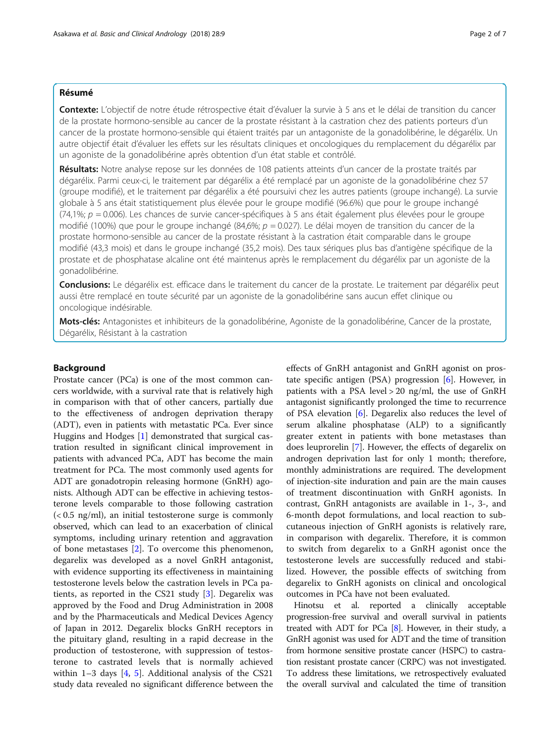## Résumé

**Contexte:** L'objectif de notre étude rétrospective était d'évaluer la survie à 5 ans et le délai de transition du cancer de la prostate hormono-sensible au cancer de la prostate résistant à la castration chez des patients porteurs d'un cancer de la prostate hormono-sensible qui étaient traités par un antagoniste de la gonadolibérine, le dégarélix. Un autre objectif était d'évaluer les effets sur les résultats cliniques et oncologiques du remplacement du dégarélix par un agoniste de la gonadolibérine après obtention d'un état stable et contrôlé.

**Résultats:** Notre analyse repose sur les données de 108 patients atteints d'un cancer de la prostate traités par dégarélix. Parmi ceux-ci, le traitement par dégarélix a été remplacé par un agoniste de la gonadolibérine chez 57 (groupe modifié), et le traitement par dégarélix a été poursuivi chez les autres patients (groupe inchangé). La survie globale à 5 ans était statistiquement plus élevée pour le groupe modifié (96.6%) que pour le groupe inchangé (74,1%; $p = 0.006$). Les chances de survie cancer-spécifiques à 5 ans était également plus élevées pour le groupe modifié (100%) que pour le groupe inchangé (84,6%; $p = 0.027$). Le délai moyen de transition du cancer de la prostate hormono-sensible au cancer de la prostate résistant à la castration était comparable dans le groupe modifié (43,3 mois) et dans le groupe inchangé (35,2 mois). Des taux sériques plus bas d'antigène spécifique de la prostate et de phosphatase alcaline ont été maintenus après le remplacement du dégarélix par un agoniste de la gonadolibérine.

**Conclusions:** Le dégarélix est. efficace dans le traitement du cancer de la prostate. Le traitement par dégarélix peut aussi être remplacé en toute sécurité par un agoniste de la gonadolibérine sans aucun effet clinique ou oncologique indésirable.

**Mots-clés:** Antagonistes et inhibiteurs de la gonadolibérine, Agoniste de la gonadolibérine, Cancer de la prostate, Dégarélix, Résistant à la castration

## Background

Prostate cancer (PCa) is one of the most common cancers worldwide, with a survival rate that is relatively high in comparison with that of other cancers, partially due to the effectiveness of androgen deprivation therapy (ADT), even in patients with metastatic PCa. Ever since Huggins and Hodges [1] demonstrated that surgical castration resulted in significant clinical improvement in patients with advanced PCa, ADT has become the main treatment for PCa. The most commonly used agents for ADT are gonadotropin releasing hormone (GnRH) agonists. Although ADT can be effective in achieving testosterone levels comparable to those following castration (< 0.5 ng/ml), an initial testosterone surge is commonly observed, which can lead to an exacerbation of clinical symptoms, including urinary retention and aggravation of bone metastases [2]. To overcome this phenomenon, degarelix was developed as a novel GnRH antagonist, with evidence supporting its effectiveness in maintaining testosterone levels below the castration levels in PCa patients, as reported in the CS21 study [3]. Degarelix was approved by the Food and Drug Administration in 2008 and by the Pharmaceuticals and Medical Devices Agency of Japan in 2012. Degarelix blocks GnRH receptors in the pituitary gland, resulting in a rapid decrease in the production of testosterone, with suppression of testosterone to castrated levels that is normally achieved within 1–3 days [4, 5]. Additional analysis of the CS21 study data revealed no significant difference between the effects of GnRH antagonist and GnRH agonist on prostate specific antigen (PSA) progression [6]. However, in patients with a PSA level > 20 ng/ml, the use of GnRH antagonist significantly prolonged the time to recurrence of PSA elevation [6]. Degarelix also reduces the level of serum alkaline phosphatase (ALP) to a significantly greater extent in patients with bone metastases than does leuprorelin [7]. However, the effects of degarelix on androgen deprivation last for only 1 month; therefore, monthly administrations are required. The development of injection-site induration and pain are the main causes of treatment discontinuation with GnRH agonists. In contrast, GnRH antagonists are available in 1-, 3-, and 6-month depot formulations, and local reaction to subcutaneous injection of GnRH agonists is relatively rare, in comparison with degarelix. Therefore, it is common to switch from degarelix to a GnRH agonist once the testosterone levels are successfully reduced and stabilized. However, the possible effects of switching from degarelix to GnRH agonists on clinical and oncological outcomes in PCa have not been evaluated.

Hinotsu et al. reported a clinically acceptable progression-free survival and overall survival in patients treated with ADT for PCa [8]. However, in their study, a GnRH agonist was used for ADT and the time of transition from hormone sensitive prostate cancer (HSPC) to castration resistant prostate cancer (CRPC) was not investigated. To address these limitations, we retrospectively evaluated the overall survival and calculated the time of transition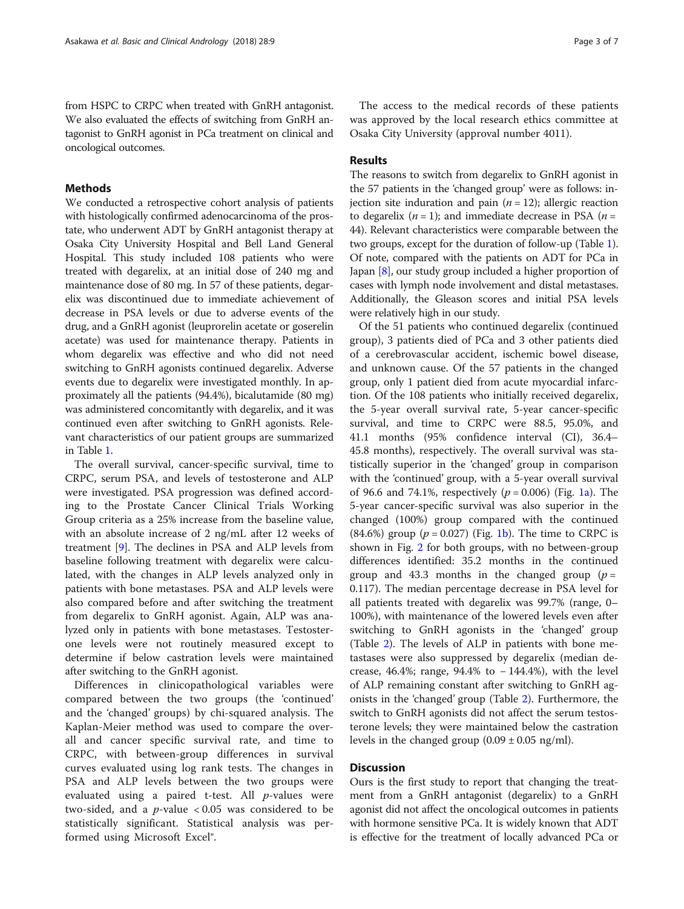from HSPC to CRPC when treated with GnRH antagonist. We also evaluated the effects of switching from GnRH antagonist to GnRH agonist in PCa treatment on clinical and oncological outcomes.

## Methods

We conducted a retrospective cohort analysis of patients with histologically confirmed adenocarcinoma of the prostate, who underwent ADT by GnRH antagonist therapy at Osaka City University Hospital and Bell Land General Hospital. This study included 108 patients who were treated with degarelix, at an initial dose of 240 mg and maintenance dose of 80 mg. In 57 of these patients, degarelix was discontinued due to immediate achievement of decrease in PSA levels or due to adverse events of the drug, and a GnRH agonist (leuprorelin acetate or goserelin acetate) was used for maintenance therapy. Patients in whom degarelix was effective and who did not need switching to GnRH agonists continued degarelix. Adverse events due to degarelix were investigated monthly. In approximately all the patients (94.4%), bicalutamide (80 mg) was administered concomitantly with degarelix, and it was continued even after switching to GnRH agonists. Relevant characteristics of our patient groups are summarized in Table 1.

The overall survival, cancer-specific survival, time to CRPC, serum PSA, and levels of testosterone and ALP were investigated. PSA progression was defined according to the Prostate Cancer Clinical Trials Working Group criteria as a 25% increase from the baseline value, with an absolute increase of 2 ng/mL after 12 weeks of treatment [9]. The declines in PSA and ALP levels from baseline following treatment with degarelix were calculated, with the changes in ALP levels analyzed only in patients with bone metastases. PSA and ALP levels were also compared before and after switching the treatment from degarelix to GnRH agonist. Again, ALP was analyzed only in patients with bone metastases. Testosterone levels were not routinely measured except to determine if below castration levels were maintained after switching to the GnRH agonist.

Differences in clinicopathological variables were compared between the two groups (the 'continued' and the 'changed' groups) by chi-squared analysis. The Kaplan-Meier method was used to compare the overall and cancer specific survival rate, and time to CRPC, with between-group differences in survival curves evaluated using log rank tests. The changes in PSA and ALP levels between the two groups were evaluated using a paired t-test. All *p*-values were two-sided, and a *p*-value $< 0.05$ was considered to be statistically significant. Statistical analysis was performed using Microsoft Excel®.

The access to the medical records of these patients was approved by the local research ethics committee at Osaka City University (approval number 4011).

## Results

The reasons to switch from degarelix to GnRH agonist in the 57 patients in the 'changed group' were as follows: injection site induration and pain ($n = 12$); allergic reaction to degarelix ($n = 1$); and immediate decrease in PSA ($n = 44$). Relevant characteristics were comparable between the two groups, except for the duration of follow-up (Table 1). Of note, compared with the patients on ADT for PCa in Japan [8], our study group included a higher proportion of cases with lymph node involvement and distal metastases. Additionally, the Gleason scores and initial PSA levels were relatively high in our study.

Of the 51 patients who continued degarelix (continued group), 3 patients died of PCa and 3 other patients died of a cerebrovascular accident, ischemic bowel disease, and unknown cause. Of the 57 patients in the changed group, only 1 patient died from acute myocardial infarction. Of the 108 patients who initially received degarelix, the 5-year overall survival rate, 5-year cancer-specific survival, and time to CRPC were 88.5, 95.0%, and 41.1 months (95% confidence interval (CI), 36.4–45.8 months), respectively. The overall survival was statistically superior in the 'changed' group in comparison with the 'continued' group, with a 5-year overall survival of 96.6 and 74.1%, respectively ($p = 0.006$) (Fig. 1a). The 5-year cancer-specific survival was also superior in the changed (100%) group compared with the continued (84.6%) group ($p = 0.027$) (Fig. 1b). The time to CRPC is shown in Fig. 2 for both groups, with no between-group differences identified: 35.2 months in the continued group and 43.3 months in the changed group ($p = 0.117$). The median percentage decrease in PSA level for all patients treated with degarelix was 99.7% (range, 0–100%), with maintenance of the lowered levels even after switching to GnRH agonists in the 'changed' group (Table 2). The levels of ALP in patients with bone metastases were also suppressed by degarelix (median decrease, 46.4%; range, 94.4% to − 144.4%), with the level of ALP remaining constant after switching to GnRH agonists in the 'changed' group (Table 2). Furthermore, the switch to GnRH agonists did not affect the serum testosterone levels; they were maintained below the castration levels in the changed group ($0.09 \pm 0.05$ ng/ml).

## Discussion

Ours is the first study to report that changing the treatment from a GnRH antagonist (degarelix) to a GnRH agonist did not affect the oncological outcomes in patients with hormone sensitive PCa. It is widely known that ADT is effective for the treatment of locally advanced PCa or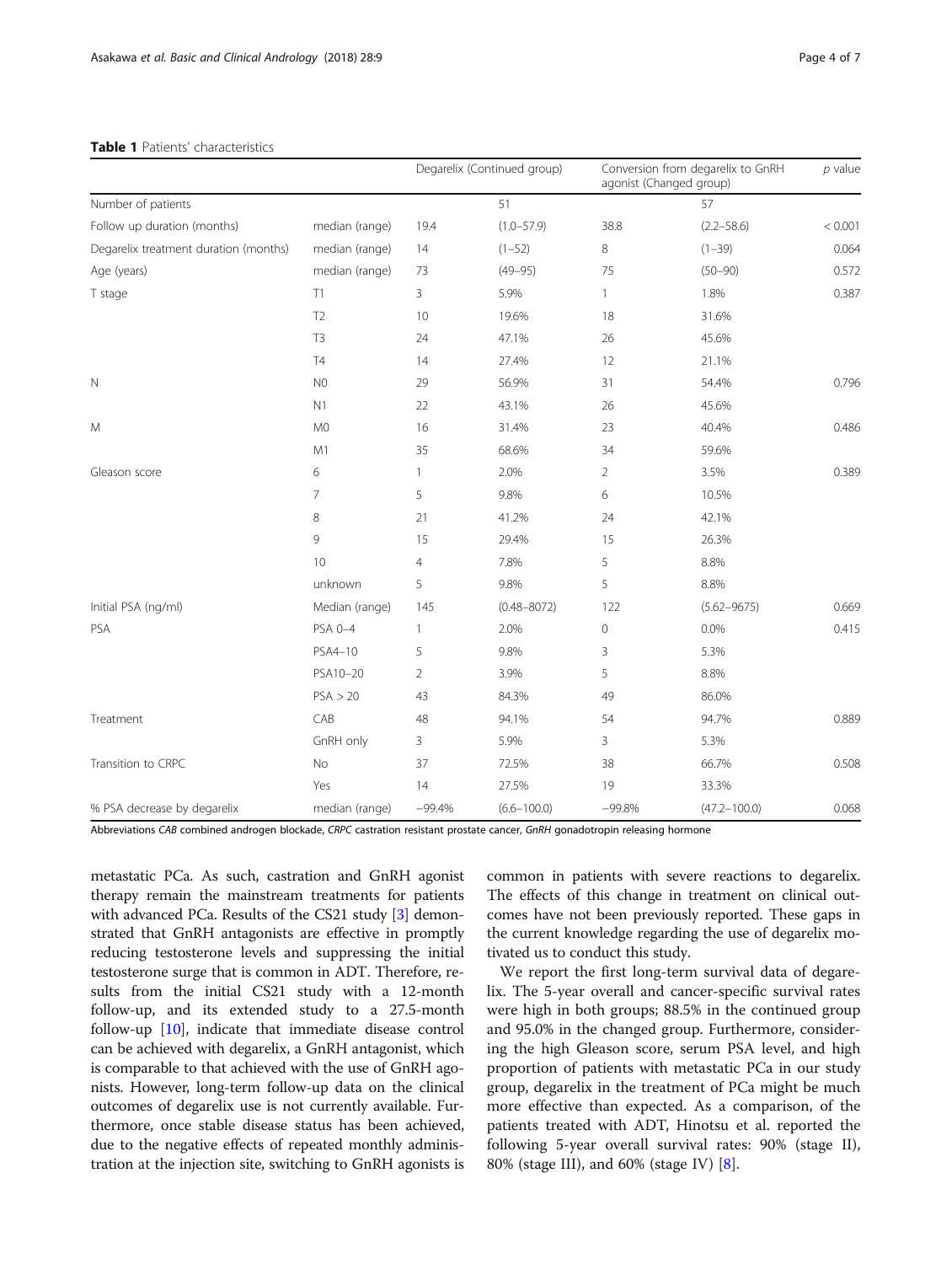**Table 1** Patients' characteristics

| | | Degarelix (Continued group) | | Conversion from degarelix to GnRH agonist (Changed group) | | *p* value |
|---|---|---|---|---|---|---|
| Number of patients | | | 51 | | 57 | |
| Follow up duration (months) | median (range) | 19.4 | (1.0–57.9) | 38.8 | (2.2–58.6) | < 0.001 |
| Degarelix treatment duration (months) | median (range) | 14 | (1–52) | 8 | (1–39) | 0.064 |
| Age (years) | median (range) | 73 | (49–95) | 75 | (50–90) | 0.572 |
| T stage | T1 | 3 | 5.9% | 1 | 1.8% | 0.387 |
| | T2 | 10 | 19.6% | 18 | 31.6% | |
| | T3 | 24 | 47.1% | 26 | 45.6% | |
| | T4 | 14 | 27.4% | 12 | 21.1% | |
| N | N0 | 29 | 56.9% | 31 | 54.4% | 0.796 |
| | N1 | 22 | 43.1% | 26 | 45.6% | |
| M | M0 | 16 | 31.4% | 23 | 40.4% | 0.486 |
| | M1 | 35 | 68.6% | 34 | 59.6% | |
| Gleason score | 6 | 1 | 2.0% | 2 | 3.5% | 0.389 |
| | 7 | 5 | 9.8% | 6 | 10.5% | |
| | 8 | 21 | 41.2% | 24 | 42.1% | |
| | 9 | 15 | 29.4% | 15 | 26.3% | |
| | 10 | 4 | 7.8% | 5 | 8.8% | |
| | unknown | 5 | 9.8% | 5 | 8.8% | |
| Initial PSA (ng/ml) | Median (range) | 145 | (0.48–8072) | 122 | (5.62–9675) | 0.669 |
| PSA | PSA 0–4 | 1 | 2.0% | 0 | 0.0% | 0.415 |
| | PSA4–10 | 5 | 9.8% | 3 | 5.3% | |
| | PSA10–20 | 2 | 3.9% | 5 | 8.8% | |
| | PSA > 20 | 43 | 84.3% | 49 | 86.0% | |
| Treatment | CAB | 48 | 94.1% | 54 | 94.7% | 0.889 |
| | GnRH only | 3 | 5.9% | 3 | 5.3% | |
| Transition to CRPC | No | 37 | 72.5% | 38 | 66.7% | 0.508 |
| | Yes | 14 | 27.5% | 19 | 33.3% | |
| % PSA decrease by degarelix | median (range) | −99.4% | (6.6–100.0) | −99.8% | (47.2–100.0) | 0.068 |

Abbreviations *CAB* combined androgen blockade, *CRPC* castration resistant prostate cancer, *GnRH* gonadotropin releasing hormone

metastatic PCa. As such, castration and GnRH agonist therapy remain the mainstream treatments for patients with advanced PCa. Results of the CS21 study [3] demonstrated that GnRH antagonists are effective in promptly reducing testosterone levels and suppressing the initial testosterone surge that is common in ADT. Therefore, results from the initial CS21 study with a 12-month follow-up, and its extended study to a 27.5-month follow-up [10], indicate that immediate disease control can be achieved with degarelix, a GnRH antagonist, which is comparable to that achieved with the use of GnRH agonists. However, long-term follow-up data on the clinical outcomes of degarelix use is not currently available. Furthermore, once stable disease status has been achieved, due to the negative effects of repeated monthly administration at the injection site, switching to GnRH agonists is common in patients with severe reactions to degarelix. The effects of this change in treatment on clinical outcomes have not been previously reported. These gaps in the current knowledge regarding the use of degarelix motivated us to conduct this study.

We report the first long-term survival data of degarelix. The 5-year overall and cancer-specific survival rates were high in both groups; 88.5% in the continued group and 95.0% in the changed group. Furthermore, considering the high Gleason score, serum PSA level, and high proportion of patients with metastatic PCa in our study group, degarelix in the treatment of PCa might be much more effective than expected. As a comparison, of the patients treated with ADT, Hinotsu et al. reported the following 5-year overall survival rates: 90% (stage II), 80% (stage III), and 60% (stage IV) [8].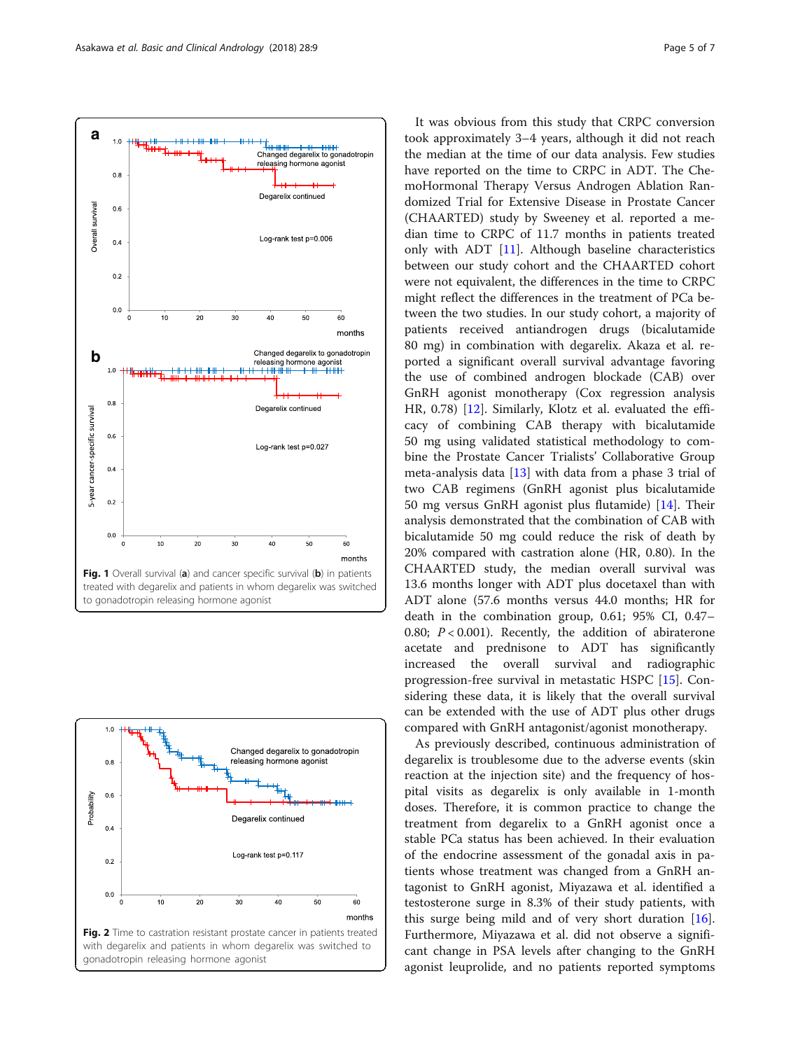Fig. 1 Overall survival (**a**) and cancer specific survival (**b**) in patients treated with degarelix and patients in whom degarelix was switched to gonadotropin releasing hormone agonist

Fig. 2 Time to castration resistant prostate cancer in patients treated with degarelix and patients in whom degarelix was switched to gonadotropin releasing hormone agonist

It was obvious from this study that CRPC conversion took approximately 3–4 years, although it did not reach the median at the time of our data analysis. Few studies have reported on the time to CRPC in ADT. The ChemoHormonal Therapy Versus Androgen Ablation Randomized Trial for Extensive Disease in Prostate Cancer (CHAARTED) study by Sweeney et al. reported a median time to CRPC of 11.7 months in patients treated only with ADT [11]. Although baseline characteristics between our study cohort and the CHAARTED cohort were not equivalent, the differences in the time to CRPC might reflect the differences in the treatment of PCa between the two studies. In our study cohort, a majority of patients received antiandrogen drugs (bicalutamide 80 mg) in combination with degarelix. Akaza et al. reported a significant overall survival advantage favoring the use of combined androgen blockade (CAB) over GnRH agonist monotherapy (Cox regression analysis HR, 0.78) [12]. Similarly, Klotz et al. evaluated the efficacy of combining CAB therapy with bicalutamide 50 mg using validated statistical methodology to combine the Prostate Cancer Trialists' Collaborative Group meta-analysis data [13] with data from a phase 3 trial of two CAB regimens (GnRH agonist plus bicalutamide 50 mg versus GnRH agonist plus flutamide) [14]. Their analysis demonstrated that the combination of CAB with bicalutamide 50 mg could reduce the risk of death by 20% compared with castration alone (HR, 0.80). In the CHAARTED study, the median overall survival was 13.6 months longer with ADT plus docetaxel than with ADT alone (57.6 months versus 44.0 months; HR for death in the combination group, 0.61; 95% CI, 0.47–0.80; $P < 0.001$). Recently, the addition of abiraterone acetate and prednisone to ADT has significantly increased the overall survival and radiographic progression-free survival in metastatic HSPC [15]. Considering these data, it is likely that the overall survival can be extended with the use of ADT plus other drugs compared with GnRH antagonist/agonist monotherapy.

As previously described, continuous administration of degarelix is troublesome due to the adverse events (skin reaction at the injection site) and the frequency of hospital visits as degarelix is only available in 1-month doses. Therefore, it is common practice to change the treatment from degarelix to a GnRH agonist once a stable PCa status has been achieved. In their evaluation of the endocrine assessment of the gonadal axis in patients whose treatment was changed from a GnRH antagonist to GnRH agonist, Miyazawa et al. identified a testosterone surge in 8.3% of their study patients, with this surge being mild and of very short duration [16]. Furthermore, Miyazawa et al. did not observe a significant change in PSA levels after changing to the GnRH agonist leuprolide, and no patients reported symptoms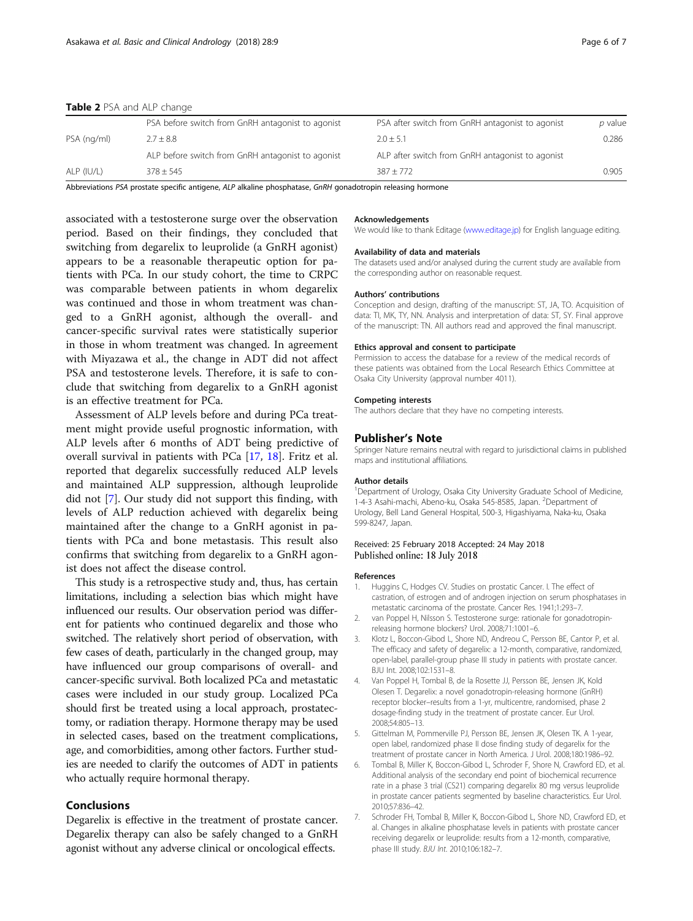**Table 2** PSA and ALP change

| | | | |
|---|---|---|---|
| | PSA before switch from GnRH antagonist to agonist | PSA after switch from GnRH antagonist to agonist | *p* value |
| PSA (ng/ml) | 2.7 ± 8.8 | 2.0 ± 5.1 | 0.286 |
| | ALP before switch from GnRH antagonist to agonist | ALP after switch from GnRH antagonist to agonist | |
| ALP (IU/L) | 378 ± 545 | 387 ± 772 | 0.905 |

Abbreviations *PSA* prostate specific antigene, *ALP* alkaline phosphatase, *GnRH* gonadotropin releasing hormone

associated with a testosterone surge over the observation period. Based on their findings, they concluded that switching from degarelix to leuprolide (a GnRH agonist) appears to be a reasonable therapeutic option for patients with PCa. In our study cohort, the time to CRPC was comparable between patients in whom degarelix was continued and those in whom treatment was changed to a GnRH agonist, although the overall- and cancer-specific survival rates were statistically superior in those in whom treatment was changed. In agreement with Miyazawa et al., the change in ADT did not affect PSA and testosterone levels. Therefore, it is safe to conclude that switching from degarelix to a GnRH agonist is an effective treatment for PCa.

Assessment of ALP levels before and during PCa treatment might provide useful prognostic information, with ALP levels after 6 months of ADT being predictive of overall survival in patients with PCa [17, 18]. Fritz et al. reported that degarelix successfully reduced ALP levels and maintained ALP suppression, although leuprolide did not [7]. Our study did not support this finding, with levels of ALP reduction achieved with degarelix being maintained after the change to a GnRH agonist in patients with PCa and bone metastasis. This result also confirms that switching from degarelix to a GnRH agonist does not affect the disease control.

This study is a retrospective study and, thus, has certain limitations, including a selection bias which might have influenced our results. Our observation period was different for patients who continued degarelix and those who switched. The relatively short period of observation, with few cases of death, particularly in the changed group, may have influenced our group comparisons of overall- and cancer-specific survival. Both localized PCa and metastatic cases were included in our study group. Localized PCa should first be treated using a local approach, prostatectomy, or radiation therapy. Hormone therapy may be used in selected cases, based on the treatment complications, age, and comorbidities, among other factors. Further studies are needed to clarify the outcomes of ADT in patients who actually require hormonal therapy.

## Conclusions

Degarelix is effective in the treatment of prostate cancer. Degarelix therapy can also be safely changed to a GnRH agonist without any adverse clinical or oncological effects.

#### Acknowledgements

We would like to thank Editage (www.editage.jp) for English language editing.

#### Availability of data and materials

The datasets used and/or analysed during the current study are available from the corresponding author on reasonable request.

#### Authors' contributions

Conception and design, drafting of the manuscript: ST, JA, TO. Acquisition of data: TI, MK, TY, NN. Analysis and interpretation of data: ST, SY. Final approve of the manuscript: TN. All authors read and approved the final manuscript.

#### Ethics approval and consent to participate

Permission to access the database for a review of the medical records of these patients was obtained from the Local Research Ethics Committee at Osaka City University (approval number 4011).

#### Competing interests

The authors declare that they have no competing interests.

## Publisher's Note

Springer Nature remains neutral with regard to jurisdictional claims in published maps and institutional affiliations.

#### Author details

[1]Department of Urology, Osaka City University Graduate School of Medicine, 1-4-3 Asahi-machi, Abeno-ku, Osaka 545-8585, Japan. [2]Department of Urology, Bell Land General Hospital, 500-3, Higashiyama, Naka-ku, Osaka 599-8247, Japan.

Received: 25 February 2018 Accepted: 24 May 2018
Published online: 18 July 2018

#### References

1. Huggins C, Hodges CV. Studies on prostatic Cancer. I. The effect of castration, of estrogen and of androgen injection on serum phosphatases in metastatic carcinoma of the prostate. Cancer Res. 1941;1:293–7.
2. van Poppel H, Nilsson S. Testosterone surge: rationale for gonadotropin-releasing hormone blockers? Urol. 2008;71:1001–6.
3. Klotz L, Boccon-Gibod L, Shore ND, Andreou C, Persson BE, Cantor P, et al. The efficacy and safety of degarelix: a 12-month, comparative, randomized, open-label, parallel-group phase III study in patients with prostate cancer. BJU Int. 2008;102:1531–8.
4. Van Poppel H, Tombal B, de la Rosette JJ, Persson BE, Jensen JK, Kold Olesen T. Degarelix: a novel gonadotropin-releasing hormone (GnRH) receptor blocker–results from a 1-yr, multicentre, randomised, phase 2 dosage-finding study in the treatment of prostate cancer. Eur Urol. 2008;54:805–13.
5. Gittelman M, Pommerville PJ, Persson BE, Jensen JK, Olesen TK. A 1-year, open label, randomized phase II dose finding study of degarelix for the treatment of prostate cancer in North America. J Urol. 2008;180:1986–92.
6. Tombal B, Miller K, Boccon-Gibod L, Schroder F, Shore N, Crawford ED, et al. Additional analysis of the secondary end point of biochemical recurrence rate in a phase 3 trial (CS21) comparing degarelix 80 mg versus leuprolide in prostate cancer patients segmented by baseline characteristics. Eur Urol. 2010;57:836–42.
7. Schroder FH, Tombal B, Miller K, Boccon-Gibod L, Shore ND, Crawford ED, et al. Changes in alkaline phosphatase levels in patients with prostate cancer receiving degarelix or leuprolide: results from a 12-month, comparative, phase III study. *BJU Int.* 2010;106:182–7.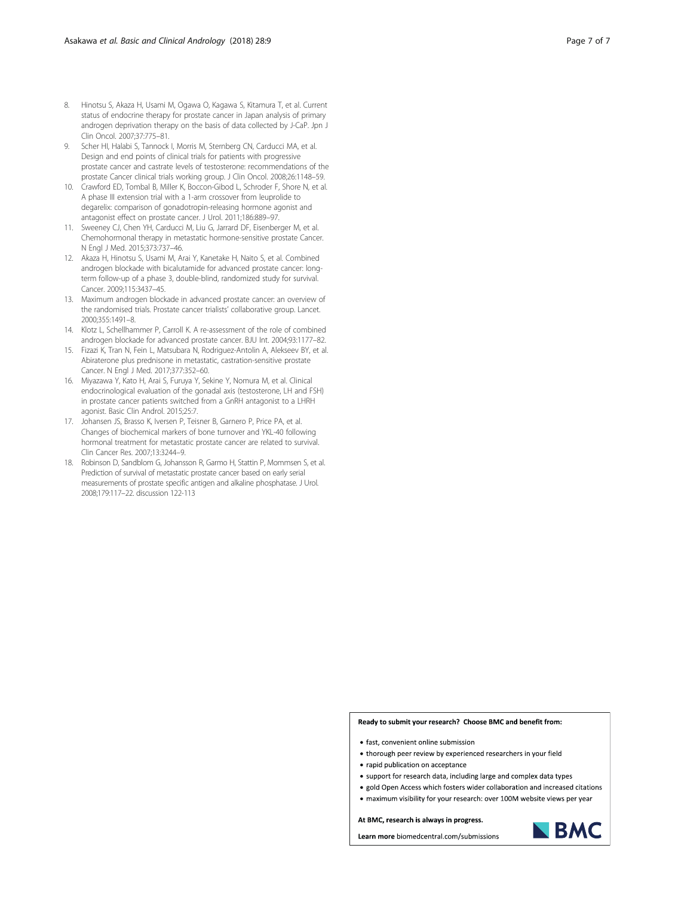8. Hinotsu S, Akaza H, Usami M, Ogawa O, Kagawa S, Kitamura T, et al. Current status of endocrine therapy for prostate cancer in Japan analysis of primary androgen deprivation therapy on the basis of data collected by J-CaP. Jpn J Clin Oncol. 2007;37:775–81.
9. Scher HI, Halabi S, Tannock I, Morris M, Sternberg CN, Carducci MA, et al. Design and end points of clinical trials for patients with progressive prostate cancer and castrate levels of testosterone: recommendations of the prostate Cancer clinical trials working group. J Clin Oncol. 2008;26:1148–59.
10. Crawford ED, Tombal B, Miller K, Boccon-Gibod L, Schroder F, Shore N, et al. A phase III extension trial with a 1-arm crossover from leuprolide to degarelix: comparison of gonadotropin-releasing hormone agonist and antagonist effect on prostate cancer. J Urol. 2011;186:889–97.
11. Sweeney CJ, Chen YH, Carducci M, Liu G, Jarrard DF, Eisenberger M, et al. Chemohormonal therapy in metastatic hormone-sensitive prostate Cancer. N Engl J Med. 2015;373:737–46.
12. Akaza H, Hinotsu S, Usami M, Arai Y, Kanetake H, Naito S, et al. Combined androgen blockade with bicalutamide for advanced prostate cancer: long-term follow-up of a phase 3, double-blind, randomized study for survival. Cancer. 2009;115:3437–45.
13. Maximum androgen blockade in advanced prostate cancer: an overview of the randomised trials. Prostate cancer trialists' collaborative group. Lancet. 2000;355:1491–8.
14. Klotz L, Schellhammer P, Carroll K. A re-assessment of the role of combined androgen blockade for advanced prostate cancer. BJU Int. 2004;93:1177–82.
15. Fizazi K, Tran N, Fein L, Matsubara N, Rodriguez-Antolin A, Alekseev BY, et al. Abiraterone plus prednisone in metastatic, castration-sensitive prostate Cancer. N Engl J Med. 2017;377:352–60.
16. Miyazawa Y, Kato H, Arai S, Furuya Y, Sekine Y, Nomura M, et al. Clinical endocrinological evaluation of the gonadal axis (testosterone, LH and FSH) in prostate cancer patients switched from a GnRH antagonist to a LHRH agonist. Basic Clin Androl. 2015;25:7.
17. Johansen JS, Brasso K, Iversen P, Teisner B, Garnero P, Price PA, et al. Changes of biochemical markers of bone turnover and YKL-40 following hormonal treatment for metastatic prostate cancer are related to survival. Clin Cancer Res. 2007;13:3244–9.
18. Robinson D, Sandblom G, Johansson R, Garmo H, Stattin P, Mommsen S, et al. Prediction of survival of metastatic prostate cancer based on early serial measurements of prostate specific antigen and alkaline phosphatase. J Urol. 2008;179:117–22. discussion 122-113

**Ready to submit your research? Choose BMC and benefit from:**

- fast, convenient online submission
- thorough peer review by experienced researchers in your field
- rapid publication on acceptance
- support for research data, including large and complex data types
- gold Open Access which fosters wider collaboration and increased citations
- maximum visibility for your research: over 100M website views per year

**At BMC, research is always in progress.**

**Learn more** biomedcentral.com/submissions

BMC